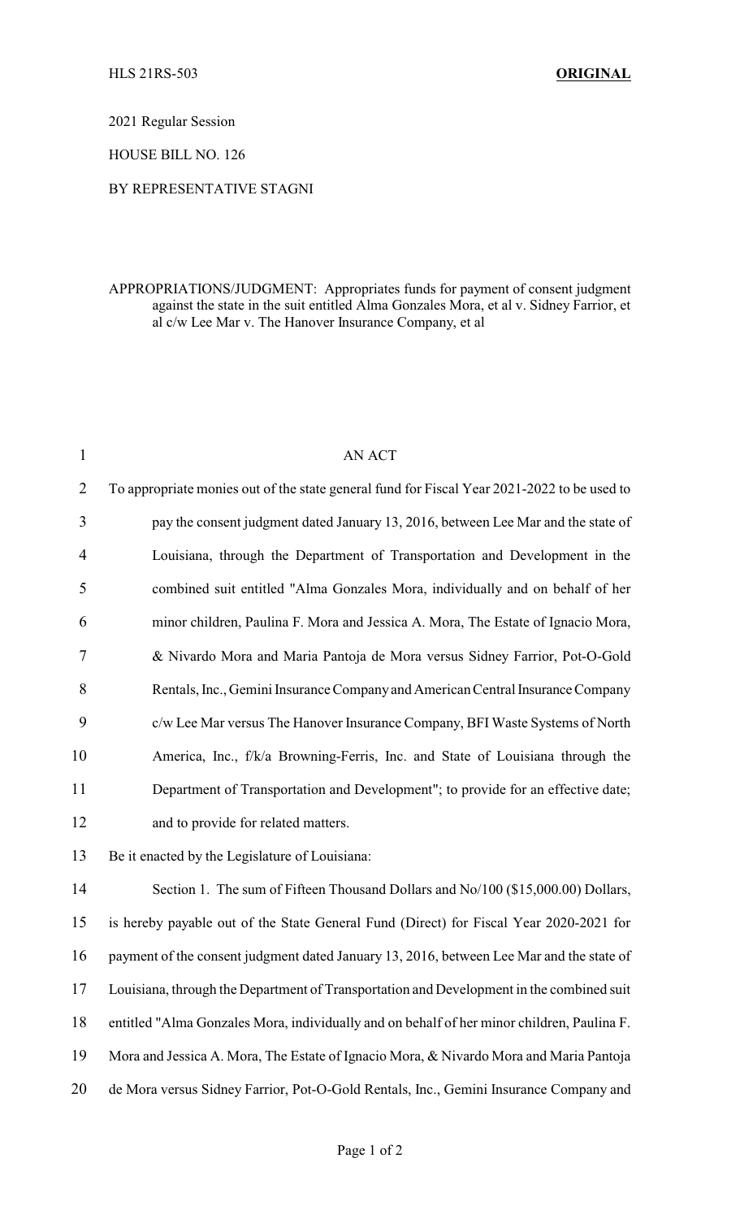HLS 21RS-503 **ORIGINAL**

2021 Regular Session

HOUSE BILL NO. 126

BY REPRESENTATIVE STAGNI

APPROPRIATIONS/JUDGMENT: Appropriates funds for payment of consent judgment against the state in the suit entitled Alma Gonzales Mora, et al v. Sidney Farrior, et al c/w Lee Mar v. The Hanover Insurance Company, et al

AN ACT

To appropriate monies out of the state general fund for Fiscal Year 2021-2022 to be used to pay the consent judgment dated January 13, 2016, between Lee Mar and the state of Louisiana, through the Department of Transportation and Development in the combined suit entitled "Alma Gonzales Mora, individually and on behalf of her minor children, Paulina F. Mora and Jessica A. Mora, The Estate of Ignacio Mora, & Nivardo Mora and Maria Pantoja de Mora versus Sidney Farrior, Pot-O-Gold Rentals, Inc., Gemini Insurance Company and American Central Insurance Company c/w Lee Mar versus The Hanover Insurance Company, BFI Waste Systems of North America, Inc., f/k/a Browning-Ferris, Inc. and State of Louisiana through the Department of Transportation and Development"; to provide for an effective date; and to provide for related matters.

Be it enacted by the Legislature of Louisiana:

Section 1. The sum of Fifteen Thousand Dollars and No/100 ($15,000.00) Dollars, is hereby payable out of the State General Fund (Direct) for Fiscal Year 2020-2021 for payment of the consent judgment dated January 13, 2016, between Lee Mar and the state of Louisiana, through the Department of Transportation and Development in the combined suit entitled "Alma Gonzales Mora, individually and on behalf of her minor children, Paulina F. Mora and Jessica A. Mora, The Estate of Ignacio Mora, & Nivardo Mora and Maria Pantoja de Mora versus Sidney Farrior, Pot-O-Gold Rentals, Inc., Gemini Insurance Company and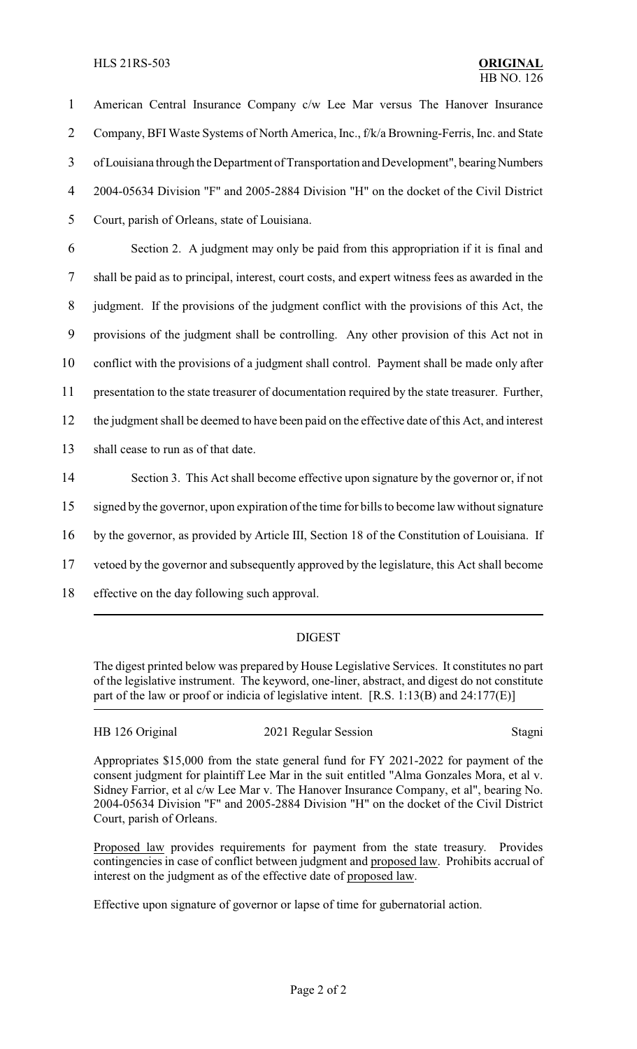American Central Insurance Company c/w Lee Mar versus The Hanover Insurance Company, BFI Waste Systems of North America, Inc., f/k/a Browning-Ferris, Inc. and State of Louisiana through the Department of Transportation and Development", bearing Numbers 2004-05634 Division "F" and 2005-2884 Division "H" on the docket of the Civil District Court, parish of Orleans, state of Louisiana.

Section 2. A judgment may only be paid from this appropriation if it is final and shall be paid as to principal, interest, court costs, and expert witness fees as awarded in the judgment. If the provisions of the judgment conflict with the provisions of this Act, the provisions of the judgment shall be controlling. Any other provision of this Act not in conflict with the provisions of a judgment shall control. Payment shall be made only after presentation to the state treasurer of documentation required by the state treasurer. Further, the judgment shall be deemed to have been paid on the effective date of this Act, and interest shall cease to run as of that date.

Section 3. This Act shall become effective upon signature by the governor or, if not signed by the governor, upon expiration of the time for bills to become law without signature by the governor, as provided by Article III, Section 18 of the Constitution of Louisiana. If vetoed by the governor and subsequently approved by the legislature, this Act shall become effective on the day following such approval.

## DIGEST

The digest printed below was prepared by House Legislative Services. It constitutes no part of the legislative instrument. The keyword, one-liner, abstract, and digest do not constitute part of the law or proof or indicia of legislative intent. [R.S. 1:13(B) and 24:177(E)]

HB 126 Original 2021 Regular Session Stagni

Appropriates $15,000 from the state general fund for FY 2021-2022 for payment of the consent judgment for plaintiff Lee Mar in the suit entitled "Alma Gonzales Mora, et al v. Sidney Farrior, et al c/w Lee Mar v. The Hanover Insurance Company, et al", bearing No. 2004-05634 Division "F" and 2005-2884 Division "H" on the docket of the Civil District Court, parish of Orleans.

Proposed law provides requirements for payment from the state treasury. Provides contingencies in case of conflict between judgment and proposed law. Prohibits accrual of interest on the judgment as of the effective date of proposed law.

Effective upon signature of governor or lapse of time for gubernatorial action.